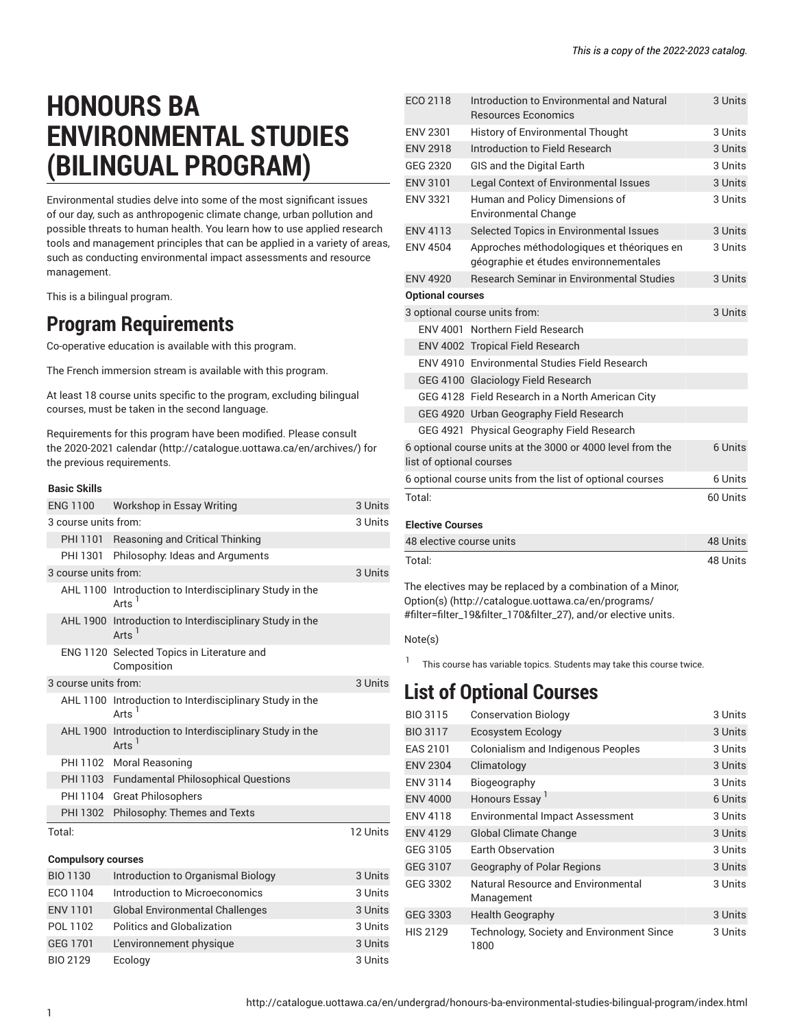# HONOURS BA ENVIRONMENTAL STUDIES (BILINGUAL PROGRAM)

Environmental studies delve into some of the most significant issues of our day, such as anthropogenic climate change, urban pollution and possible threats to human health. You learn how to use applied research tools and management principles that can be applied in a variety of areas, such as conducting environmental impact assessments and resource management.

This is a bilingual program.

## Program Requirements

Co-operative education is available with this program.

The French immersion stream is available with this program.

At least 18 course units specific to the program, excluding bilingual courses, must be taken in the second language.

Requirements for this program have been modified. Please consult the 2020-2021 calendar (http://catalogue.uottawa.ca/en/archives/) for the previous requirements.

| Basic Skills | | |
|---|---|---|
| ENG 1100 | Workshop in Essay Writing | 3 Units |
| 3 course units from: | | 3 Units |
| PHI 1101 | Reasoning and Critical Thinking | |
| PHI 1301 | Philosophy: Ideas and Arguments | |
| 3 course units from: | | 3 Units |
| AHL 1100 | Introduction to Interdisciplinary Study in the Arts [1] | |
| AHL 1900 | Introduction to Interdisciplinary Study in the Arts [1] | |
| ENG 1120 | Selected Topics in Literature and Composition | |
| 3 course units from: | | 3 Units |
| AHL 1100 | Introduction to Interdisciplinary Study in the Arts [1] | |
| AHL 1900 | Introduction to Interdisciplinary Study in the Arts [1] | |
| PHI 1102 | Moral Reasoning | |
| PHI 1103 | Fundamental Philosophical Questions | |
| PHI 1104 | Great Philosophers | |
| PHI 1302 | Philosophy: Themes and Texts | |
| Total: | | 12 Units |

| Compulsory courses | | |
|---|---|---|
| BIO 1130 | Introduction to Organismal Biology | 3 Units |
| ECO 1104 | Introduction to Microeconomics | 3 Units |
| ENV 1101 | Global Environmental Challenges | 3 Units |
| POL 1102 | Politics and Globalization | 3 Units |
| GEG 1701 | L'environnement physique | 3 Units |
| BIO 2129 | Ecology | 3 Units |
| ECO 2118 | Introduction to Environmental and Natural Resources Economics | 3 Units |
| ENV 2301 | History of Environmental Thought | 3 Units |
| ENV 2918 | Introduction to Field Research | 3 Units |
| GEG 2320 | GIS and the Digital Earth | 3 Units |
| ENV 3101 | Legal Context of Environmental Issues | 3 Units |
| ENV 3321 | Human and Policy Dimensions of Environmental Change | 3 Units |
| ENV 4113 | Selected Topics in Environmental Issues | 3 Units |
| ENV 4504 | Approches méthodologiques et théoriques en géographie et études environnementales | 3 Units |
| ENV 4920 | Research Seminar in Environmental Studies | 3 Units |
| **Optional courses** | | |
| 3 optional course units from: | | 3 Units |
| ENV 4001 | Northern Field Research | |
| ENV 4002 | Tropical Field Research | |
| ENV 4910 | Environmental Studies Field Research | |
| GEG 4100 | Glaciology Field Research | |
| GEG 4128 | Field Research in a North American City | |
| GEG 4920 | Urban Geography Field Research | |
| GEG 4921 | Physical Geography Field Research | |
| 6 optional course units at the 3000 or 4000 level from the list of optional courses | | 6 Units |
| 6 optional course units from the list of optional courses | | 6 Units |
| Total: | | 60 Units |

| Elective Courses | |
|---|---|
| 48 elective course units | 48 Units |
| Total: | 48 Units |

The electives may be replaced by a combination of a Minor, Option(s) (http://catalogue.uottawa.ca/en/programs/#filter=filter_19&filter_170&filter_27), and/or elective units.

Note(s)

[1] This course has variable topics. Students may take this course twice.

## List of Optional Courses

| | | |
|---|---|---|
| BIO 3115 | Conservation Biology | 3 Units |
| BIO 3117 | Ecosystem Ecology | 3 Units |
| EAS 2101 | Colonialism and Indigenous Peoples | 3 Units |
| ENV 2304 | Climatology | 3 Units |
| ENV 3114 | Biogeography | 3 Units |
| ENV 4000 | Honours Essay [1] | 6 Units |
| ENV 4118 | Environmental Impact Assessment | 3 Units |
| ENV 4129 | Global Climate Change | 3 Units |
| GEG 3105 | Earth Observation | 3 Units |
| GEG 3107 | Geography of Polar Regions | 3 Units |
| GEG 3302 | Natural Resource and Environmental Management | 3 Units |
| GEG 3303 | Health Geography | 3 Units |
| HIS 2129 | Technology, Society and Environment Since 1800 | 3 Units |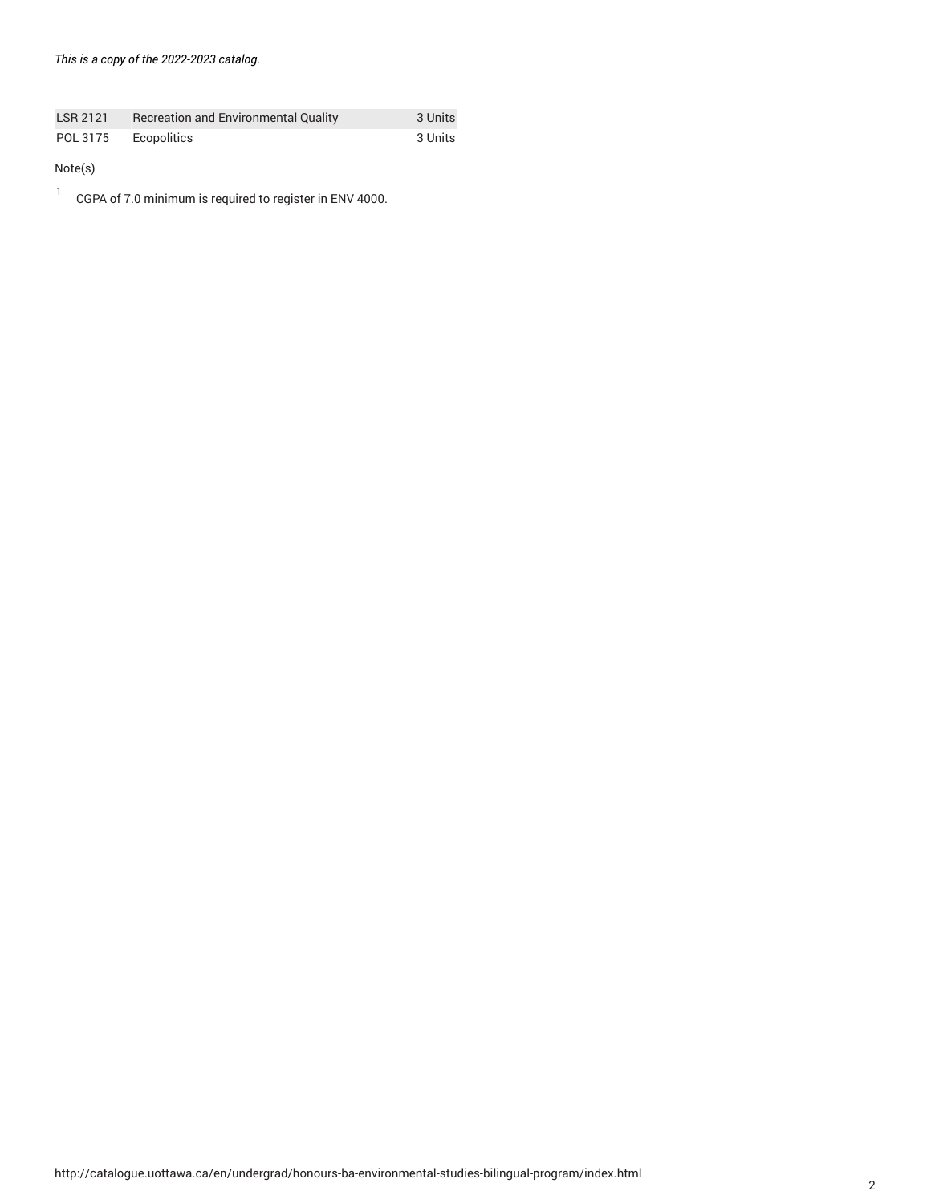| | | |
|---|---|---|
| LSR 2121 | Recreation and Environmental Quality | 3 Units |
| POL 3175 | Ecopolitics | 3 Units |

Note(s)

[1] CGPA of 7.0 minimum is required to register in ENV 4000.